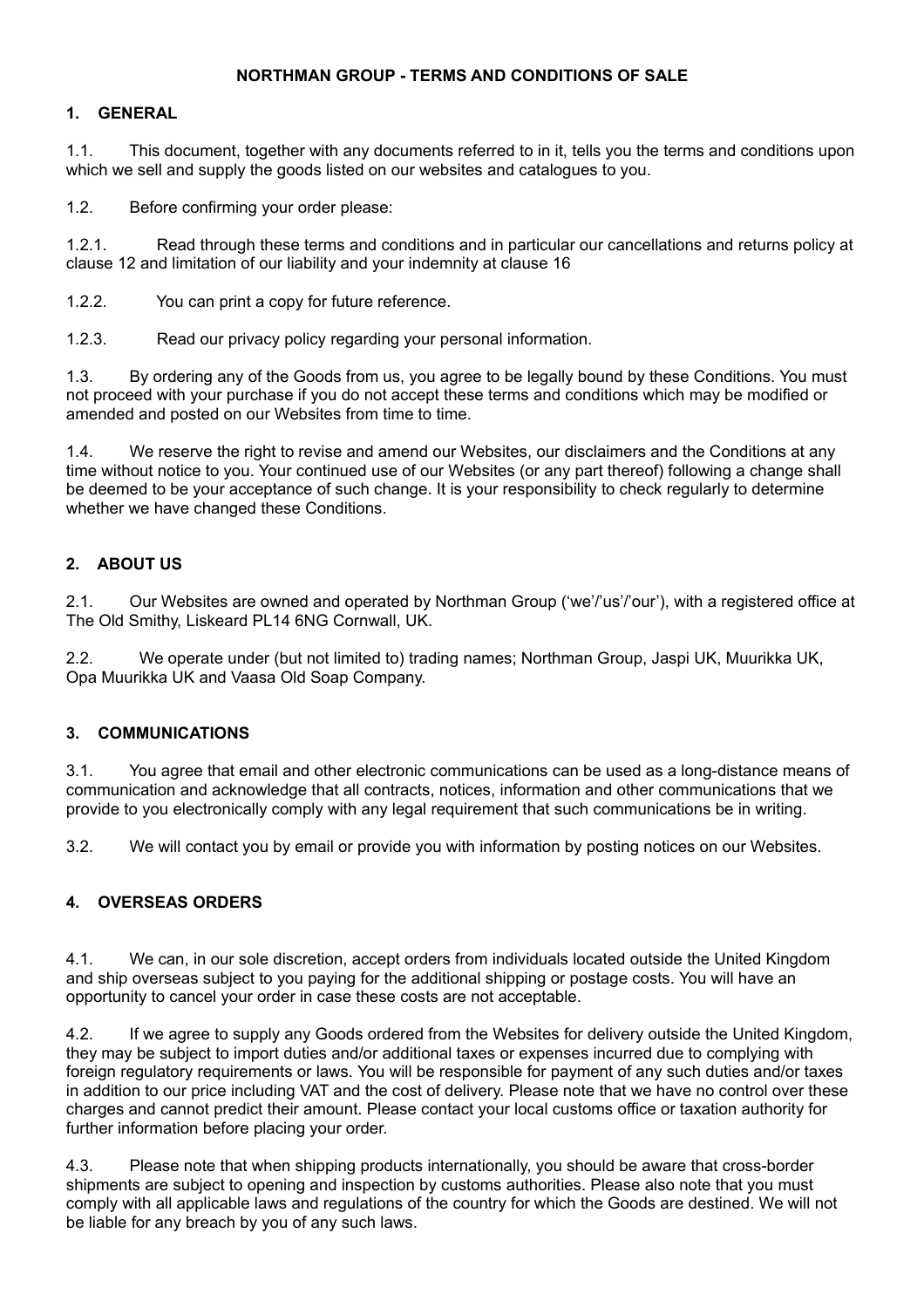# NORTHMAN GROUP - TERMS AND CONDITIONS OF SALE

## 1. GENERAL

1.1. This document, together with any documents referred to in it, tells you the terms and conditions upon which we sell and supply the goods listed on our websites and catalogues to you.

1.2. Before confirming your order please:

1.2.1. Read through these terms and conditions and in particular our cancellations and returns policy at clause 12 and limitation of our liability and your indemnity at clause 16

1.2.2. You can print a copy for future reference.

1.2.3. Read our privacy policy regarding your personal information.

1.3. By ordering any of the Goods from us, you agree to be legally bound by these Conditions. You must not proceed with your purchase if you do not accept these terms and conditions which may be modified or amended and posted on our Websites from time to time.

1.4. We reserve the right to revise and amend our Websites, our disclaimers and the Conditions at any time without notice to you. Your continued use of our Websites (or any part thereof) following a change shall be deemed to be your acceptance of such change. It is your responsibility to check regularly to determine whether we have changed these Conditions.

## 2. ABOUT US

2.1. Our Websites are owned and operated by Northman Group ('we'/'us'/'our'), with a registered office at The Old Smithy, Liskeard PL14 6NG Cornwall, UK.

2.2. We operate under (but not limited to) trading names; Northman Group, Jaspi UK, Muurikka UK, Opa Muurikka UK and Vaasa Old Soap Company.

## 3. COMMUNICATIONS

3.1. You agree that email and other electronic communications can be used as a long-distance means of communication and acknowledge that all contracts, notices, information and other communications that we provide to you electronically comply with any legal requirement that such communications be in writing.

3.2. We will contact you by email or provide you with information by posting notices on our Websites.

## 4. OVERSEAS ORDERS

4.1. We can, in our sole discretion, accept orders from individuals located outside the United Kingdom and ship overseas subject to you paying for the additional shipping or postage costs. You will have an opportunity to cancel your order in case these costs are not acceptable.

4.2. If we agree to supply any Goods ordered from the Websites for delivery outside the United Kingdom, they may be subject to import duties and/or additional taxes or expenses incurred due to complying with foreign regulatory requirements or laws. You will be responsible for payment of any such duties and/or taxes in addition to our price including VAT and the cost of delivery. Please note that we have no control over these charges and cannot predict their amount. Please contact your local customs office or taxation authority for further information before placing your order.

4.3. Please note that when shipping products internationally, you should be aware that cross-border shipments are subject to opening and inspection by customs authorities. Please also note that you must comply with all applicable laws and regulations of the country for which the Goods are destined. We will not be liable for any breach by you of any such laws.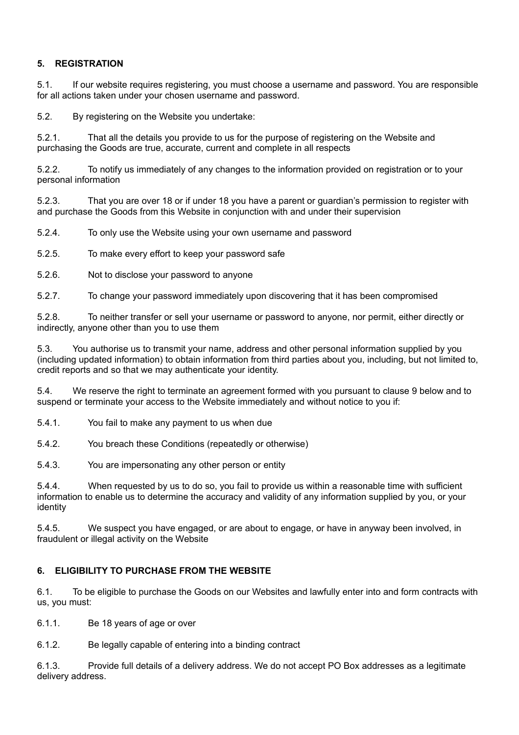## 5. REGISTRATION

5.1. If our website requires registering, you must choose a username and password. You are responsible for all actions taken under your chosen username and password.

5.2. By registering on the Website you undertake:

5.2.1. That all the details you provide to us for the purpose of registering on the Website and purchasing the Goods are true, accurate, current and complete in all respects

5.2.2. To notify us immediately of any changes to the information provided on registration or to your personal information

5.2.3. That you are over 18 or if under 18 you have a parent or guardian's permission to register with and purchase the Goods from this Website in conjunction with and under their supervision

5.2.4. To only use the Website using your own username and password

5.2.5. To make every effort to keep your password safe

5.2.6. Not to disclose your password to anyone

5.2.7. To change your password immediately upon discovering that it has been compromised

5.2.8. To neither transfer or sell your username or password to anyone, nor permit, either directly or indirectly, anyone other than you to use them

5.3. You authorise us to transmit your name, address and other personal information supplied by you (including updated information) to obtain information from third parties about you, including, but not limited to, credit reports and so that we may authenticate your identity.

5.4. We reserve the right to terminate an agreement formed with you pursuant to clause 9 below and to suspend or terminate your access to the Website immediately and without notice to you if:

5.4.1. You fail to make any payment to us when due

5.4.2. You breach these Conditions (repeatedly or otherwise)

5.4.3. You are impersonating any other person or entity

5.4.4. When requested by us to do so, you fail to provide us within a reasonable time with sufficient information to enable us to determine the accuracy and validity of any information supplied by you, or your identity

5.4.5. We suspect you have engaged, or are about to engage, or have in anyway been involved, in fraudulent or illegal activity on the Website

## 6. ELIGIBILITY TO PURCHASE FROM THE WEBSITE

6.1. To be eligible to purchase the Goods on our Websites and lawfully enter into and form contracts with us, you must:

6.1.1. Be 18 years of age or over

6.1.2. Be legally capable of entering into a binding contract

6.1.3. Provide full details of a delivery address. We do not accept PO Box addresses as a legitimate delivery address.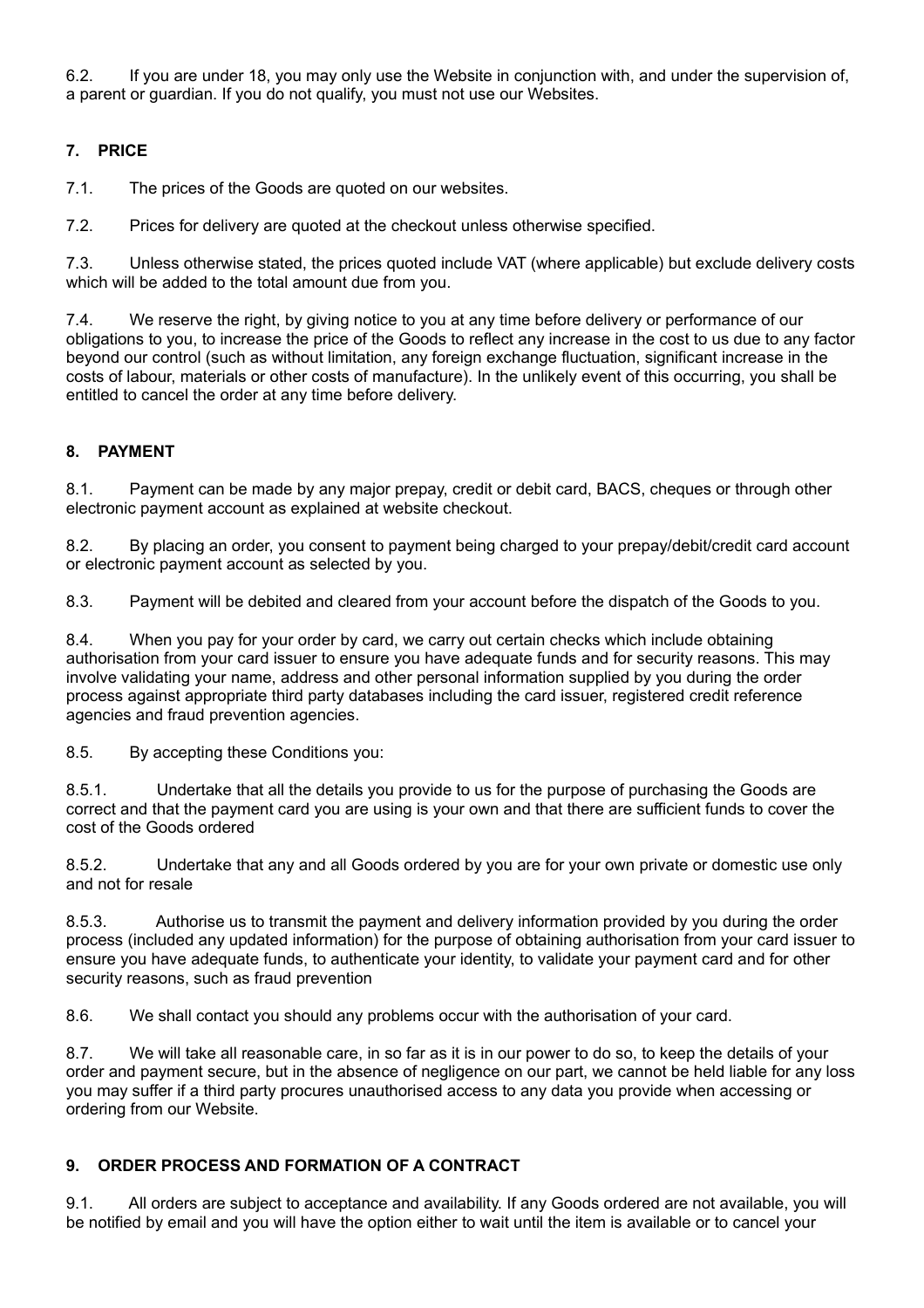6.2. If you are under 18, you may only use the Website in conjunction with, and under the supervision of, a parent or guardian. If you do not qualify, you must not use our Websites.

## 7. PRICE

7.1. The prices of the Goods are quoted on our websites.

7.2. Prices for delivery are quoted at the checkout unless otherwise specified.

7.3. Unless otherwise stated, the prices quoted include VAT (where applicable) but exclude delivery costs which will be added to the total amount due from you.

7.4. We reserve the right, by giving notice to you at any time before delivery or performance of our obligations to you, to increase the price of the Goods to reflect any increase in the cost to us due to any factor beyond our control (such as without limitation, any foreign exchange fluctuation, significant increase in the costs of labour, materials or other costs of manufacture). In the unlikely event of this occurring, you shall be entitled to cancel the order at any time before delivery.

## 8. PAYMENT

8.1. Payment can be made by any major prepay, credit or debit card, BACS, cheques or through other electronic payment account as explained at website checkout.

8.2. By placing an order, you consent to payment being charged to your prepay/debit/credit card account or electronic payment account as selected by you.

8.3. Payment will be debited and cleared from your account before the dispatch of the Goods to you.

8.4. When you pay for your order by card, we carry out certain checks which include obtaining authorisation from your card issuer to ensure you have adequate funds and for security reasons. This may involve validating your name, address and other personal information supplied by you during the order process against appropriate third party databases including the card issuer, registered credit reference agencies and fraud prevention agencies.

8.5. By accepting these Conditions you:

8.5.1. Undertake that all the details you provide to us for the purpose of purchasing the Goods are correct and that the payment card you are using is your own and that there are sufficient funds to cover the cost of the Goods ordered

8.5.2. Undertake that any and all Goods ordered by you are for your own private or domestic use only and not for resale

8.5.3. Authorise us to transmit the payment and delivery information provided by you during the order process (included any updated information) for the purpose of obtaining authorisation from your card issuer to ensure you have adequate funds, to authenticate your identity, to validate your payment card and for other security reasons, such as fraud prevention

8.6. We shall contact you should any problems occur with the authorisation of your card.

8.7. We will take all reasonable care, in so far as it is in our power to do so, to keep the details of your order and payment secure, but in the absence of negligence on our part, we cannot be held liable for any loss you may suffer if a third party procures unauthorised access to any data you provide when accessing or ordering from our Website.

## 9. ORDER PROCESS AND FORMATION OF A CONTRACT

9.1. All orders are subject to acceptance and availability. If any Goods ordered are not available, you will be notified by email and you will have the option either to wait until the item is available or to cancel your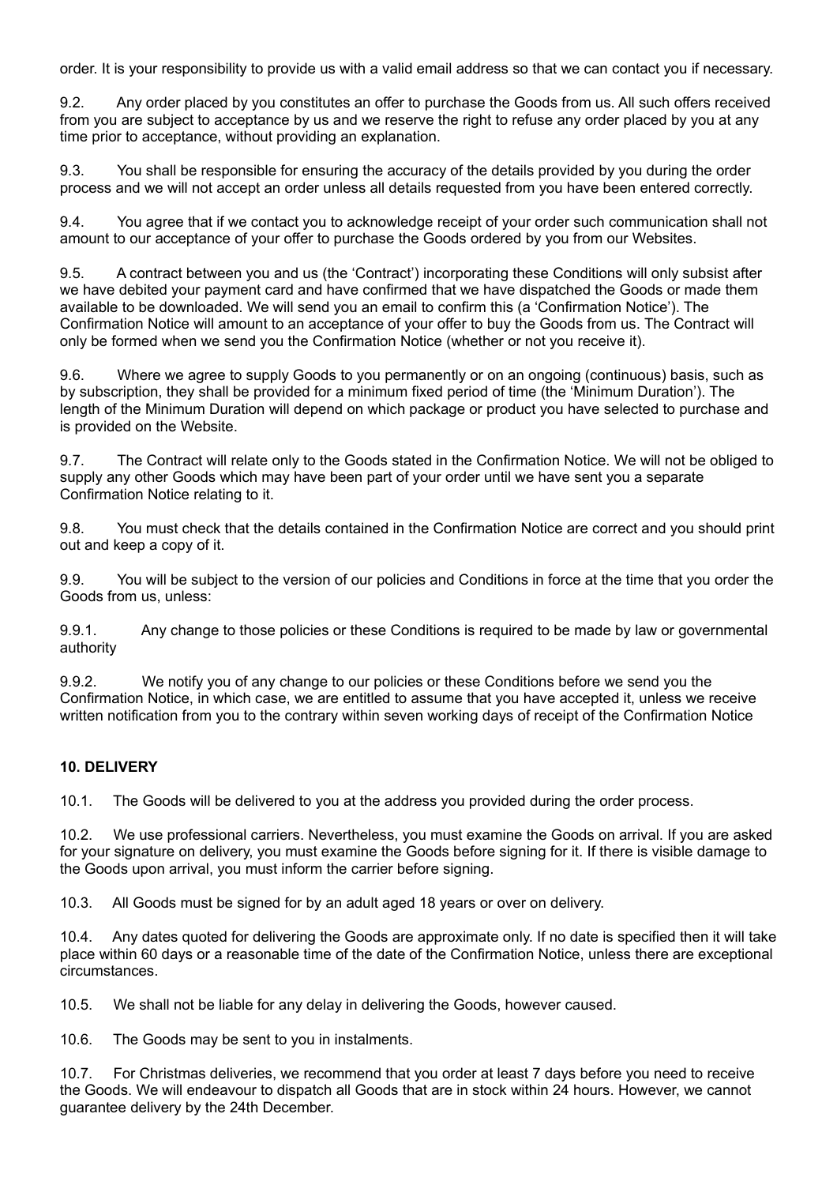order. It is your responsibility to provide us with a valid email address so that we can contact you if necessary.

9.2. Any order placed by you constitutes an offer to purchase the Goods from us. All such offers received from you are subject to acceptance by us and we reserve the right to refuse any order placed by you at any time prior to acceptance, without providing an explanation.

9.3. You shall be responsible for ensuring the accuracy of the details provided by you during the order process and we will not accept an order unless all details requested from you have been entered correctly.

9.4. You agree that if we contact you to acknowledge receipt of your order such communication shall not amount to our acceptance of your offer to purchase the Goods ordered by you from our Websites.

9.5. A contract between you and us (the 'Contract') incorporating these Conditions will only subsist after we have debited your payment card and have confirmed that we have dispatched the Goods or made them available to be downloaded. We will send you an email to confirm this (a 'Confirmation Notice'). The Confirmation Notice will amount to an acceptance of your offer to buy the Goods from us. The Contract will only be formed when we send you the Confirmation Notice (whether or not you receive it).

9.6. Where we agree to supply Goods to you permanently or on an ongoing (continuous) basis, such as by subscription, they shall be provided for a minimum fixed period of time (the 'Minimum Duration'). The length of the Minimum Duration will depend on which package or product you have selected to purchase and is provided on the Website.

9.7. The Contract will relate only to the Goods stated in the Confirmation Notice. We will not be obliged to supply any other Goods which may have been part of your order until we have sent you a separate Confirmation Notice relating to it.

9.8. You must check that the details contained in the Confirmation Notice are correct and you should print out and keep a copy of it.

9.9. You will be subject to the version of our policies and Conditions in force at the time that you order the Goods from us, unless:

9.9.1. Any change to those policies or these Conditions is required to be made by law or governmental authority

9.9.2. We notify you of any change to our policies or these Conditions before we send you the Confirmation Notice, in which case, we are entitled to assume that you have accepted it, unless we receive written notification from you to the contrary within seven working days of receipt of the Confirmation Notice

**10. DELIVERY**

10.1. The Goods will be delivered to you at the address you provided during the order process.

10.2. We use professional carriers. Nevertheless, you must examine the Goods on arrival. If you are asked for your signature on delivery, you must examine the Goods before signing for it. If there is visible damage to the Goods upon arrival, you must inform the carrier before signing.

10.3. All Goods must be signed for by an adult aged 18 years or over on delivery.

10.4. Any dates quoted for delivering the Goods are approximate only. If no date is specified then it will take place within 60 days or a reasonable time of the date of the Confirmation Notice, unless there are exceptional circumstances.

10.5. We shall not be liable for any delay in delivering the Goods, however caused.

10.6. The Goods may be sent to you in instalments.

10.7. For Christmas deliveries, we recommend that you order at least 7 days before you need to receive the Goods. We will endeavour to dispatch all Goods that are in stock within 24 hours. However, we cannot guarantee delivery by the 24th December.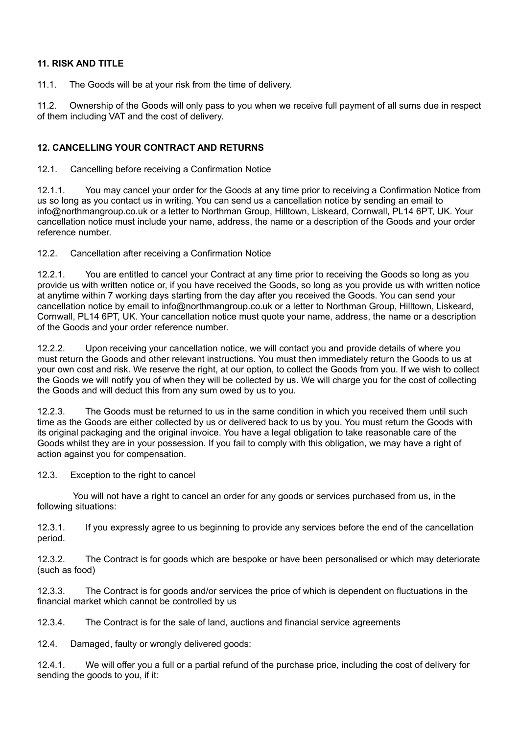**11. RISK AND TITLE**

11.1. The Goods will be at your risk from the time of delivery.

11.2. Ownership of the Goods will only pass to you when we receive full payment of all sums due in respect of them including VAT and the cost of delivery.

**12. CANCELLING YOUR CONTRACT AND RETURNS**

12.1. Cancelling before receiving a Confirmation Notice

12.1.1. You may cancel your order for the Goods at any time prior to receiving a Confirmation Notice from us so long as you contact us in writing. You can send us a cancellation notice by sending an email to info@northmangroup.co.uk or a letter to Northman Group, Hilltown, Liskeard, Cornwall, PL14 6PT, UK. Your cancellation notice must include your name, address, the name or a description of the Goods and your order reference number.

12.2. Cancellation after receiving a Confirmation Notice

12.2.1. You are entitled to cancel your Contract at any time prior to receiving the Goods so long as you provide us with written notice or, if you have received the Goods, so long as you provide us with written notice at anytime within 7 working days starting from the day after you received the Goods. You can send your cancellation notice by email to info@northmangroup.co.uk or a letter to Northman Group, Hilltown, Liskeard, Cornwall, PL14 6PT, UK. Your cancellation notice must quote your name, address, the name or a description of the Goods and your order reference number.

12.2.2. Upon receiving your cancellation notice, we will contact you and provide details of where you must return the Goods and other relevant instructions. You must then immediately return the Goods to us at your own cost and risk. We reserve the right, at our option, to collect the Goods from you. If we wish to collect the Goods we will notify you of when they will be collected by us. We will charge you for the cost of collecting the Goods and will deduct this from any sum owed by us to you.

12.2.3. The Goods must be returned to us in the same condition in which you received them until such time as the Goods are either collected by us or delivered back to us by you. You must return the Goods with its original packaging and the original invoice. You have a legal obligation to take reasonable care of the Goods whilst they are in your possession. If you fail to comply with this obligation, we may have a right of action against you for compensation.

12.3. Exception to the right to cancel

You will not have a right to cancel an order for any goods or services purchased from us, in the following situations:

12.3.1. If you expressly agree to us beginning to provide any services before the end of the cancellation period.

12.3.2. The Contract is for goods which are bespoke or have been personalised or which may deteriorate (such as food)

12.3.3. The Contract is for goods and/or services the price of which is dependent on fluctuations in the financial market which cannot be controlled by us

12.3.4. The Contract is for the sale of land, auctions and financial service agreements

12.4. Damaged, faulty or wrongly delivered goods:

12.4.1. We will offer you a full or a partial refund of the purchase price, including the cost of delivery for sending the goods to you, if it: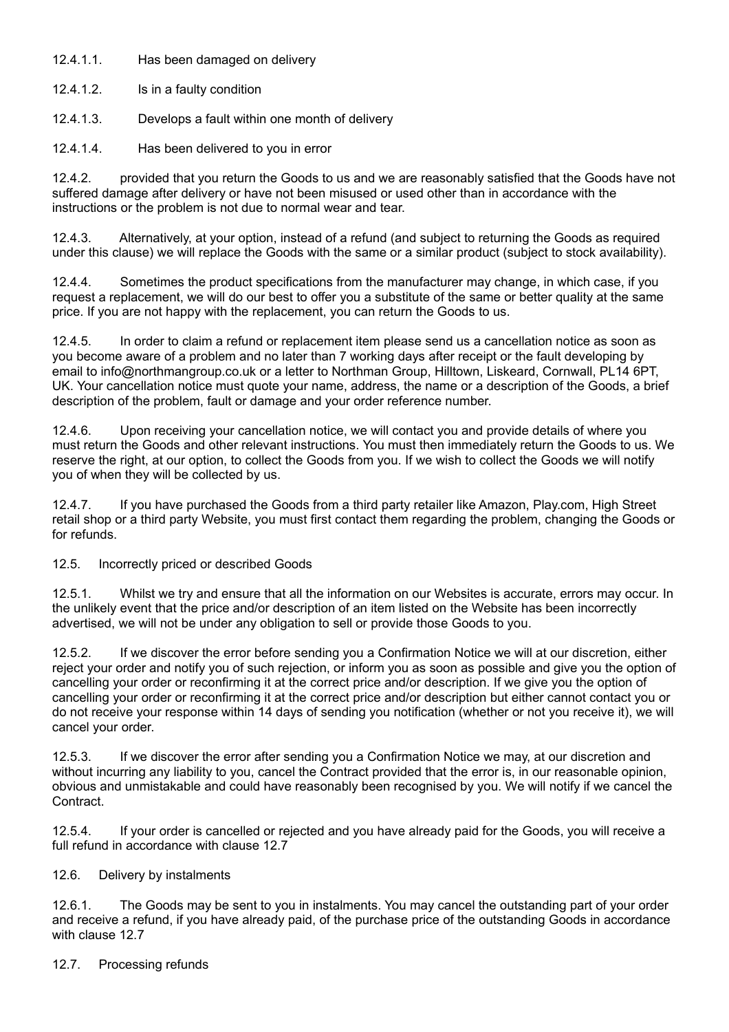12.4.1.1. Has been damaged on delivery

12.4.1.2. Is in a faulty condition

12.4.1.3. Develops a fault within one month of delivery

12.4.1.4. Has been delivered to you in error

12.4.2. provided that you return the Goods to us and we are reasonably satisfied that the Goods have not suffered damage after delivery or have not been misused or used other than in accordance with the instructions or the problem is not due to normal wear and tear.

12.4.3. Alternatively, at your option, instead of a refund (and subject to returning the Goods as required under this clause) we will replace the Goods with the same or a similar product (subject to stock availability).

12.4.4. Sometimes the product specifications from the manufacturer may change, in which case, if you request a replacement, we will do our best to offer you a substitute of the same or better quality at the same price. If you are not happy with the replacement, you can return the Goods to us.

12.4.5. In order to claim a refund or replacement item please send us a cancellation notice as soon as you become aware of a problem and no later than 7 working days after receipt or the fault developing by email to info@northmangroup.co.uk or a letter to Northman Group, Hilltown, Liskeard, Cornwall, PL14 6PT, UK. Your cancellation notice must quote your name, address, the name or a description of the Goods, a brief description of the problem, fault or damage and your order reference number.

12.4.6. Upon receiving your cancellation notice, we will contact you and provide details of where you must return the Goods and other relevant instructions. You must then immediately return the Goods to us. We reserve the right, at our option, to collect the Goods from you. If we wish to collect the Goods we will notify you of when they will be collected by us.

12.4.7. If you have purchased the Goods from a third party retailer like Amazon, Play.com, High Street retail shop or a third party Website, you must first contact them regarding the problem, changing the Goods or for refunds.

12.5. Incorrectly priced or described Goods

12.5.1. Whilst we try and ensure that all the information on our Websites is accurate, errors may occur. In the unlikely event that the price and/or description of an item listed on the Website has been incorrectly advertised, we will not be under any obligation to sell or provide those Goods to you.

12.5.2. If we discover the error before sending you a Confirmation Notice we will at our discretion, either reject your order and notify you of such rejection, or inform you as soon as possible and give you the option of cancelling your order or reconfirming it at the correct price and/or description. If we give you the option of cancelling your order or reconfirming it at the correct price and/or description but either cannot contact you or do not receive your response within 14 days of sending you notification (whether or not you receive it), we will cancel your order.

12.5.3. If we discover the error after sending you a Confirmation Notice we may, at our discretion and without incurring any liability to you, cancel the Contract provided that the error is, in our reasonable opinion, obvious and unmistakable and could have reasonably been recognised by you. We will notify if we cancel the Contract.

12.5.4. If your order is cancelled or rejected and you have already paid for the Goods, you will receive a full refund in accordance with clause 12.7

12.6. Delivery by instalments

12.6.1. The Goods may be sent to you in instalments. You may cancel the outstanding part of your order and receive a refund, if you have already paid, of the purchase price of the outstanding Goods in accordance with clause 12.7

12.7. Processing refunds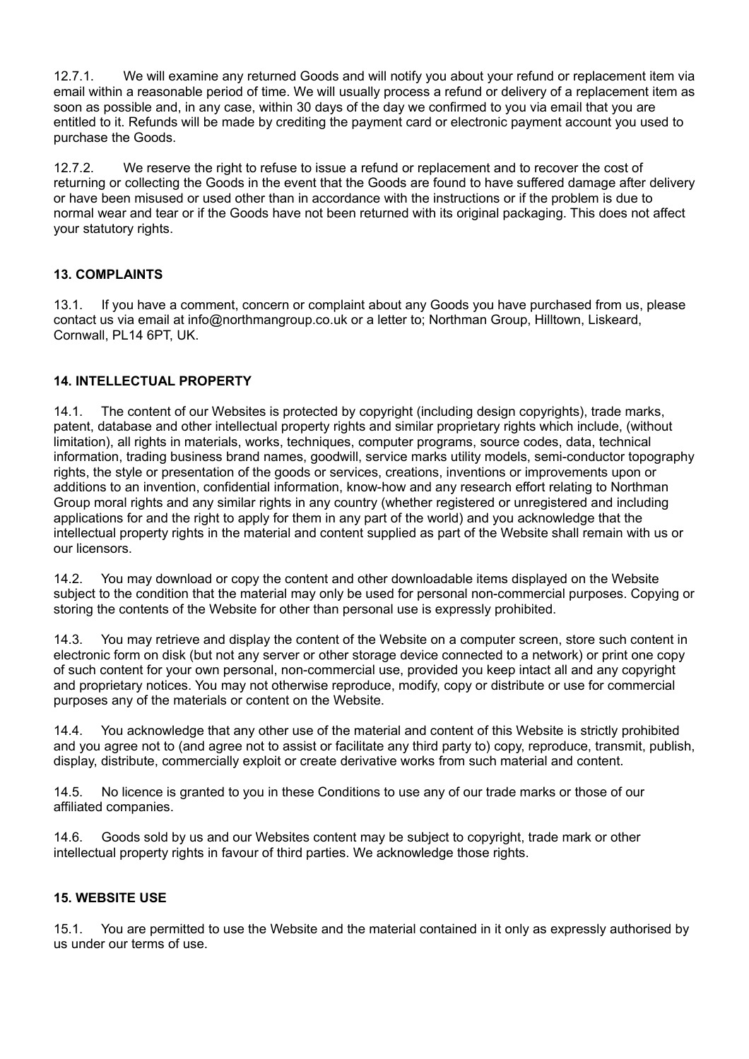12.7.1. We will examine any returned Goods and will notify you about your refund or replacement item via email within a reasonable period of time. We will usually process a refund or delivery of a replacement item as soon as possible and, in any case, within 30 days of the day we confirmed to you via email that you are entitled to it. Refunds will be made by crediting the payment card or electronic payment account you used to purchase the Goods.

12.7.2. We reserve the right to refuse to issue a refund or replacement and to recover the cost of returning or collecting the Goods in the event that the Goods are found to have suffered damage after delivery or have been misused or used other than in accordance with the instructions or if the problem is due to normal wear and tear or if the Goods have not been returned with its original packaging. This does not affect your statutory rights.

**13. COMPLAINTS**

13.1. If you have a comment, concern or complaint about any Goods you have purchased from us, please contact us via email at info@northmangroup.co.uk or a letter to; Northman Group, Hilltown, Liskeard, Cornwall, PL14 6PT, UK.

**14. INTELLECTUAL PROPERTY**

14.1. The content of our Websites is protected by copyright (including design copyrights), trade marks, patent, database and other intellectual property rights and similar proprietary rights which include, (without limitation), all rights in materials, works, techniques, computer programs, source codes, data, technical information, trading business brand names, goodwill, service marks utility models, semi-conductor topography rights, the style or presentation of the goods or services, creations, inventions or improvements upon or additions to an invention, confidential information, know-how and any research effort relating to Northman Group moral rights and any similar rights in any country (whether registered or unregistered and including applications for and the right to apply for them in any part of the world) and you acknowledge that the intellectual property rights in the material and content supplied as part of the Website shall remain with us or our licensors.

14.2. You may download or copy the content and other downloadable items displayed on the Website subject to the condition that the material may only be used for personal non-commercial purposes. Copying or storing the contents of the Website for other than personal use is expressly prohibited.

14.3. You may retrieve and display the content of the Website on a computer screen, store such content in electronic form on disk (but not any server or other storage device connected to a network) or print one copy of such content for your own personal, non-commercial use, provided you keep intact all and any copyright and proprietary notices. You may not otherwise reproduce, modify, copy or distribute or use for commercial purposes any of the materials or content on the Website.

14.4. You acknowledge that any other use of the material and content of this Website is strictly prohibited and you agree not to (and agree not to assist or facilitate any third party to) copy, reproduce, transmit, publish, display, distribute, commercially exploit or create derivative works from such material and content.

14.5. No licence is granted to you in these Conditions to use any of our trade marks or those of our affiliated companies.

14.6. Goods sold by us and our Websites content may be subject to copyright, trade mark or other intellectual property rights in favour of third parties. We acknowledge those rights.

**15. WEBSITE USE**

15.1. You are permitted to use the Website and the material contained in it only as expressly authorised by us under our terms of use.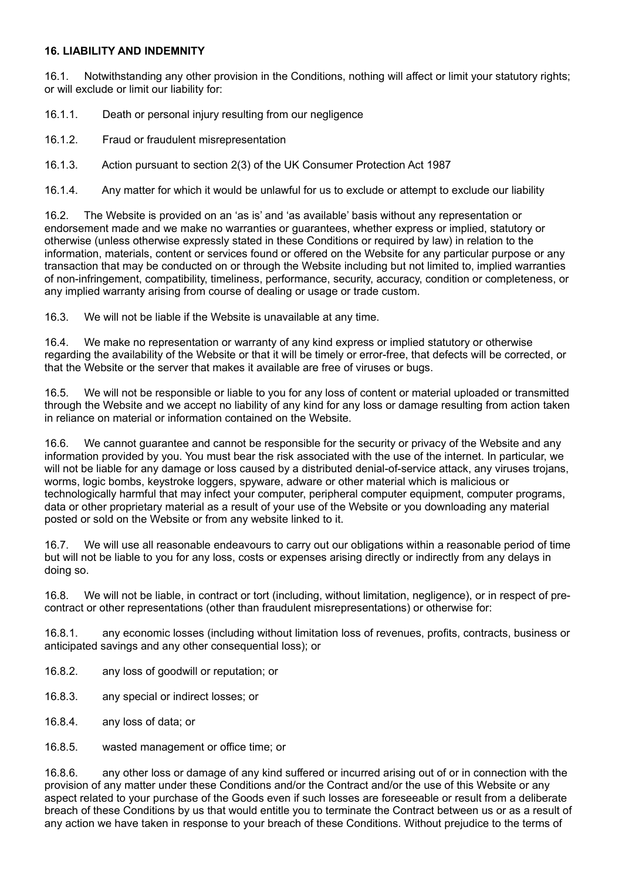**16. LIABILITY AND INDEMNITY**

16.1. Notwithstanding any other provision in the Conditions, nothing will affect or limit your statutory rights; or will exclude or limit our liability for:

16.1.1. Death or personal injury resulting from our negligence

16.1.2. Fraud or fraudulent misrepresentation

16.1.3. Action pursuant to section 2(3) of the UK Consumer Protection Act 1987

16.1.4. Any matter for which it would be unlawful for us to exclude or attempt to exclude our liability

16.2. The Website is provided on an 'as is' and 'as available' basis without any representation or endorsement made and we make no warranties or guarantees, whether express or implied, statutory or otherwise (unless otherwise expressly stated in these Conditions or required by law) in relation to the information, materials, content or services found or offered on the Website for any particular purpose or any transaction that may be conducted on or through the Website including but not limited to, implied warranties of non-infringement, compatibility, timeliness, performance, security, accuracy, condition or completeness, or any implied warranty arising from course of dealing or usage or trade custom.

16.3. We will not be liable if the Website is unavailable at any time.

16.4. We make no representation or warranty of any kind express or implied statutory or otherwise regarding the availability of the Website or that it will be timely or error-free, that defects will be corrected, or that the Website or the server that makes it available are free of viruses or bugs.

16.5. We will not be responsible or liable to you for any loss of content or material uploaded or transmitted through the Website and we accept no liability of any kind for any loss or damage resulting from action taken in reliance on material or information contained on the Website.

16.6. We cannot guarantee and cannot be responsible for the security or privacy of the Website and any information provided by you. You must bear the risk associated with the use of the internet. In particular, we will not be liable for any damage or loss caused by a distributed denial-of-service attack, any viruses trojans, worms, logic bombs, keystroke loggers, spyware, adware or other material which is malicious or technologically harmful that may infect your computer, peripheral computer equipment, computer programs, data or other proprietary material as a result of your use of the Website or you downloading any material posted or sold on the Website or from any website linked to it.

16.7. We will use all reasonable endeavours to carry out our obligations within a reasonable period of time but will not be liable to you for any loss, costs or expenses arising directly or indirectly from any delays in doing so.

16.8. We will not be liable, in contract or tort (including, without limitation, negligence), or in respect of pre-contract or other representations (other than fraudulent misrepresentations) or otherwise for:

16.8.1. any economic losses (including without limitation loss of revenues, profits, contracts, business or anticipated savings and any other consequential loss); or

16.8.2. any loss of goodwill or reputation; or

16.8.3. any special or indirect losses; or

16.8.4. any loss of data; or

16.8.5. wasted management or office time; or

16.8.6. any other loss or damage of any kind suffered or incurred arising out of or in connection with the provision of any matter under these Conditions and/or the Contract and/or the use of this Website or any aspect related to your purchase of the Goods even if such losses are foreseeable or result from a deliberate breach of these Conditions by us that would entitle you to terminate the Contract between us or as a result of any action we have taken in response to your breach of these Conditions. Without prejudice to the terms of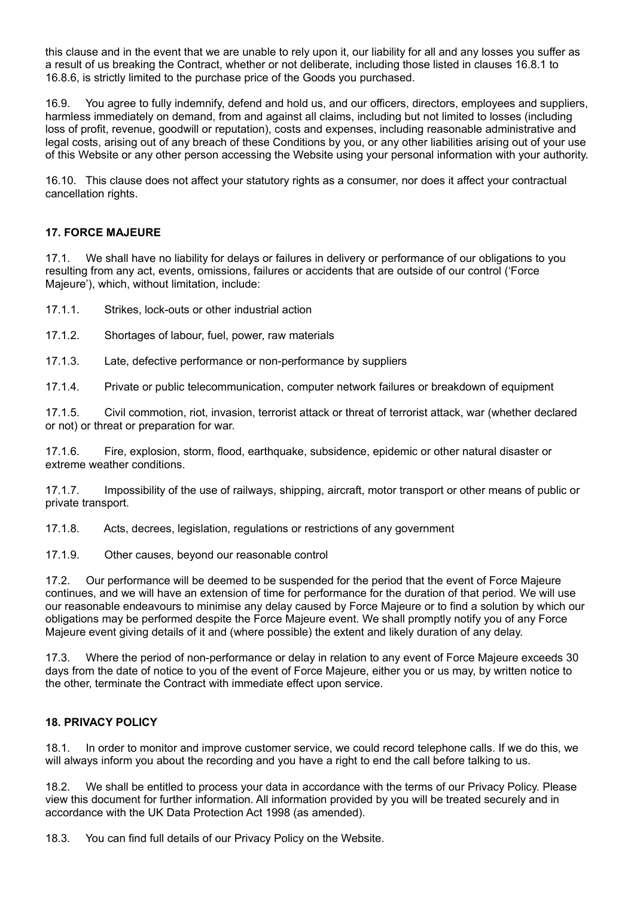this clause and in the event that we are unable to rely upon it, our liability for all and any losses you suffer as a result of us breaking the Contract, whether or not deliberate, including those listed in clauses 16.8.1 to 16.8.6, is strictly limited to the purchase price of the Goods you purchased.

16.9. You agree to fully indemnify, defend and hold us, and our officers, directors, employees and suppliers, harmless immediately on demand, from and against all claims, including but not limited to losses (including loss of profit, revenue, goodwill or reputation), costs and expenses, including reasonable administrative and legal costs, arising out of any breach of these Conditions by you, or any other liabilities arising out of your use of this Website or any other person accessing the Website using your personal information with your authority.

16.10. This clause does not affect your statutory rights as a consumer, nor does it affect your contractual cancellation rights.

**17. FORCE MAJEURE**

17.1. We shall have no liability for delays or failures in delivery or performance of our obligations to you resulting from any act, events, omissions, failures or accidents that are outside of our control ('Force Majeure'), which, without limitation, include:

17.1.1. Strikes, lock-outs or other industrial action

17.1.2. Shortages of labour, fuel, power, raw materials

17.1.3. Late, defective performance or non-performance by suppliers

17.1.4. Private or public telecommunication, computer network failures or breakdown of equipment

17.1.5. Civil commotion, riot, invasion, terrorist attack or threat of terrorist attack, war (whether declared or not) or threat or preparation for war.

17.1.6. Fire, explosion, storm, flood, earthquake, subsidence, epidemic or other natural disaster or extreme weather conditions.

17.1.7. Impossibility of the use of railways, shipping, aircraft, motor transport or other means of public or private transport.

17.1.8. Acts, decrees, legislation, regulations or restrictions of any government

17.1.9. Other causes, beyond our reasonable control

17.2. Our performance will be deemed to be suspended for the period that the event of Force Majeure continues, and we will have an extension of time for performance for the duration of that period. We will use our reasonable endeavours to minimise any delay caused by Force Majeure or to find a solution by which our obligations may be performed despite the Force Majeure event. We shall promptly notify you of any Force Majeure event giving details of it and (where possible) the extent and likely duration of any delay.

17.3. Where the period of non-performance or delay in relation to any event of Force Majeure exceeds 30 days from the date of notice to you of the event of Force Majeure, either you or us may, by written notice to the other, terminate the Contract with immediate effect upon service.

**18. PRIVACY POLICY**

18.1. In order to monitor and improve customer service, we could record telephone calls. If we do this, we will always inform you about the recording and you have a right to end the call before talking to us.

18.2. We shall be entitled to process your data in accordance with the terms of our Privacy Policy. Please view this document for further information. All information provided by you will be treated securely and in accordance with the UK Data Protection Act 1998 (as amended).

18.3. You can find full details of our Privacy Policy on the Website.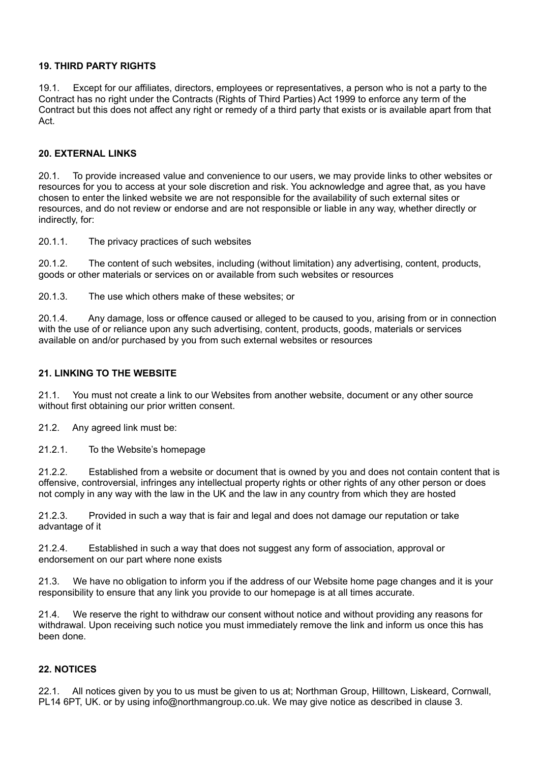**19. THIRD PARTY RIGHTS**

19.1. Except for our affiliates, directors, employees or representatives, a person who is not a party to the Contract has no right under the Contracts (Rights of Third Parties) Act 1999 to enforce any term of the Contract but this does not affect any right or remedy of a third party that exists or is available apart from that Act.

**20. EXTERNAL LINKS**

20.1. To provide increased value and convenience to our users, we may provide links to other websites or resources for you to access at your sole discretion and risk. You acknowledge and agree that, as you have chosen to enter the linked website we are not responsible for the availability of such external sites or resources, and do not review or endorse and are not responsible or liable in any way, whether directly or indirectly, for:

20.1.1. The privacy practices of such websites

20.1.2. The content of such websites, including (without limitation) any advertising, content, products, goods or other materials or services on or available from such websites or resources

20.1.3. The use which others make of these websites; or

20.1.4. Any damage, loss or offence caused or alleged to be caused to you, arising from or in connection with the use of or reliance upon any such advertising, content, products, goods, materials or services available on and/or purchased by you from such external websites or resources

**21. LINKING TO THE WEBSITE**

21.1. You must not create a link to our Websites from another website, document or any other source without first obtaining our prior written consent.

21.2. Any agreed link must be:

21.2.1. To the Website's homepage

21.2.2. Established from a website or document that is owned by you and does not contain content that is offensive, controversial, infringes any intellectual property rights or other rights of any other person or does not comply in any way with the law in the UK and the law in any country from which they are hosted

21.2.3. Provided in such a way that is fair and legal and does not damage our reputation or take advantage of it

21.2.4. Established in such a way that does not suggest any form of association, approval or endorsement on our part where none exists

21.3. We have no obligation to inform you if the address of our Website home page changes and it is your responsibility to ensure that any link you provide to our homepage is at all times accurate.

21.4. We reserve the right to withdraw our consent without notice and without providing any reasons for withdrawal. Upon receiving such notice you must immediately remove the link and inform us once this has been done.

**22. NOTICES**

22.1. All notices given by you to us must be given to us at; Northman Group, Hilltown, Liskeard, Cornwall, PL14 6PT, UK. or by using info@northmangroup.co.uk. We may give notice as described in clause 3.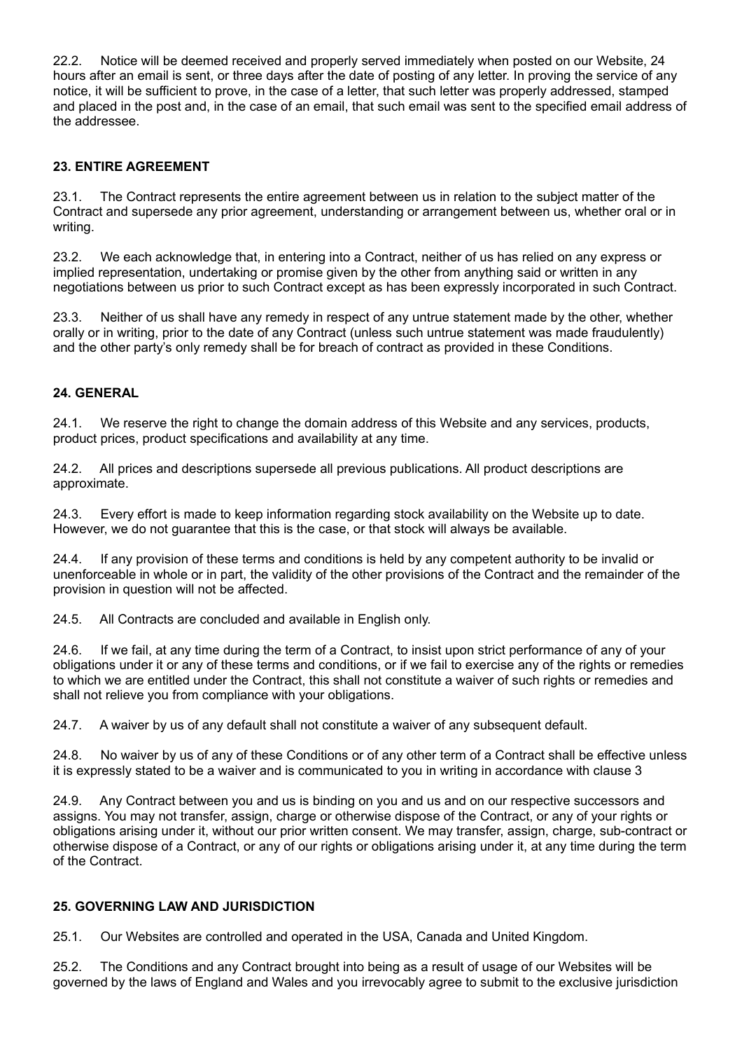22.2. Notice will be deemed received and properly served immediately when posted on our Website, 24 hours after an email is sent, or three days after the date of posting of any letter. In proving the service of any notice, it will be sufficient to prove, in the case of a letter, that such letter was properly addressed, stamped and placed in the post and, in the case of an email, that such email was sent to the specified email address of the addressee.

**23. ENTIRE AGREEMENT**

23.1. The Contract represents the entire agreement between us in relation to the subject matter of the Contract and supersede any prior agreement, understanding or arrangement between us, whether oral or in writing.

23.2. We each acknowledge that, in entering into a Contract, neither of us has relied on any express or implied representation, undertaking or promise given by the other from anything said or written in any negotiations between us prior to such Contract except as has been expressly incorporated in such Contract.

23.3. Neither of us shall have any remedy in respect of any untrue statement made by the other, whether orally or in writing, prior to the date of any Contract (unless such untrue statement was made fraudulently) and the other party's only remedy shall be for breach of contract as provided in these Conditions.

**24. GENERAL**

24.1. We reserve the right to change the domain address of this Website and any services, products, product prices, product specifications and availability at any time.

24.2. All prices and descriptions supersede all previous publications. All product descriptions are approximate.

24.3. Every effort is made to keep information regarding stock availability on the Website up to date. However, we do not guarantee that this is the case, or that stock will always be available.

24.4. If any provision of these terms and conditions is held by any competent authority to be invalid or unenforceable in whole or in part, the validity of the other provisions of the Contract and the remainder of the provision in question will not be affected.

24.5. All Contracts are concluded and available in English only.

24.6. If we fail, at any time during the term of a Contract, to insist upon strict performance of any of your obligations under it or any of these terms and conditions, or if we fail to exercise any of the rights or remedies to which we are entitled under the Contract, this shall not constitute a waiver of such rights or remedies and shall not relieve you from compliance with your obligations.

24.7. A waiver by us of any default shall not constitute a waiver of any subsequent default.

24.8. No waiver by us of any of these Conditions or of any other term of a Contract shall be effective unless it is expressly stated to be a waiver and is communicated to you in writing in accordance with clause 3

24.9. Any Contract between you and us is binding on you and us and on our respective successors and assigns. You may not transfer, assign, charge or otherwise dispose of the Contract, or any of your rights or obligations arising under it, without our prior written consent. We may transfer, assign, charge, sub-contract or otherwise dispose of a Contract, or any of our rights or obligations arising under it, at any time during the term of the Contract.

**25. GOVERNING LAW AND JURISDICTION**

25.1. Our Websites are controlled and operated in the USA, Canada and United Kingdom.

25.2. The Conditions and any Contract brought into being as a result of usage of our Websites will be governed by the laws of England and Wales and you irrevocably agree to submit to the exclusive jurisdiction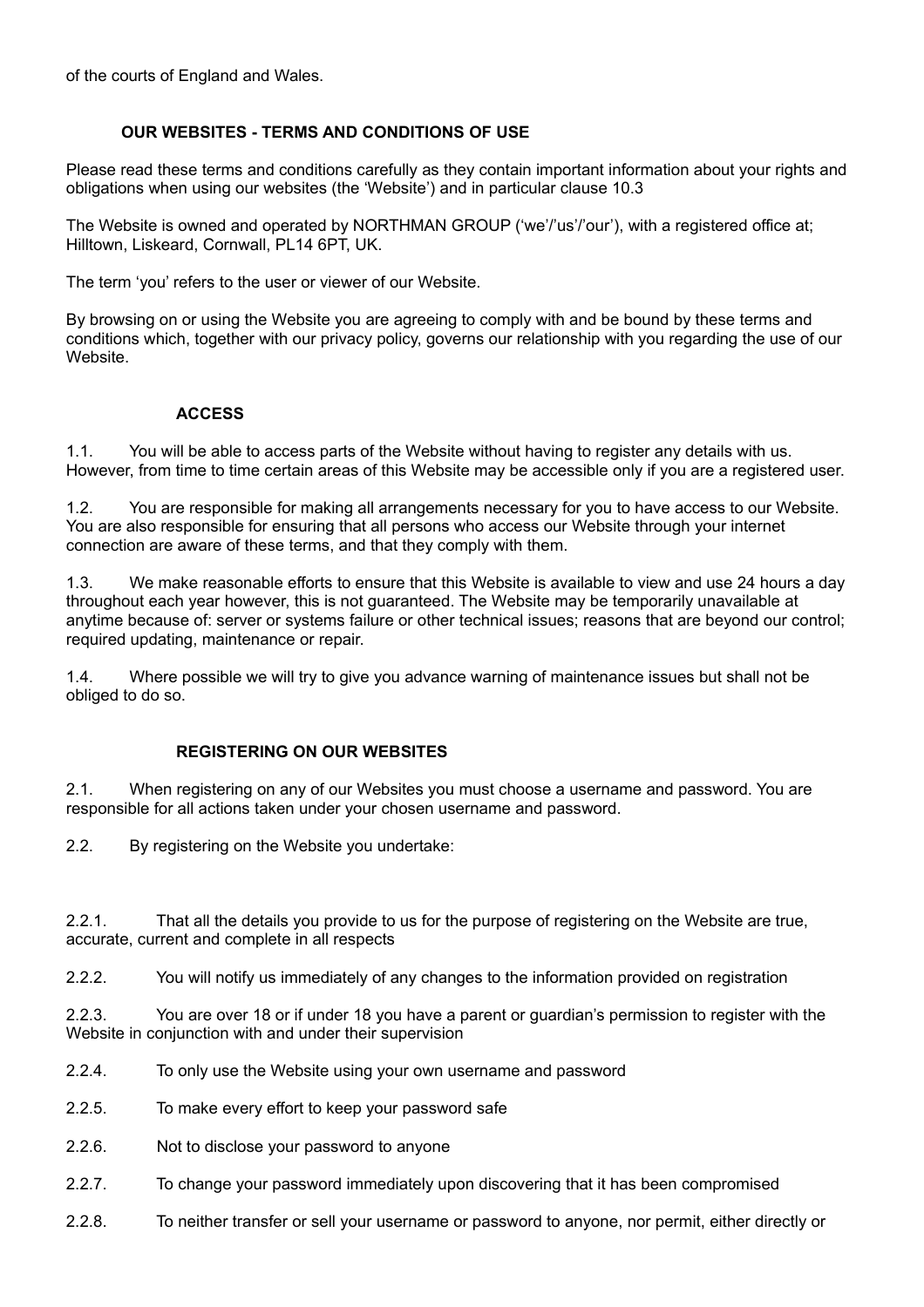of the courts of England and Wales.

## OUR WEBSITES - TERMS AND CONDITIONS OF USE

Please read these terms and conditions carefully as they contain important information about your rights and obligations when using our websites (the 'Website') and in particular clause 10.3

The Website is owned and operated by NORTHMAN GROUP ('we'/'us'/'our'), with a registered office at; Hilltown, Liskeard, Cornwall, PL14 6PT, UK.

The term 'you' refers to the user or viewer of our Website.

By browsing on or using the Website you are agreeing to comply with and be bound by these terms and conditions which, together with our privacy policy, governs our relationship with you regarding the use of our Website.

### ACCESS

1.1. You will be able to access parts of the Website without having to register any details with us. However, from time to time certain areas of this Website may be accessible only if you are a registered user.

1.2. You are responsible for making all arrangements necessary for you to have access to our Website. You are also responsible for ensuring that all persons who access our Website through your internet connection are aware of these terms, and that they comply with them.

1.3. We make reasonable efforts to ensure that this Website is available to view and use 24 hours a day throughout each year however, this is not guaranteed. The Website may be temporarily unavailable at anytime because of: server or systems failure or other technical issues; reasons that are beyond our control; required updating, maintenance or repair.

1.4. Where possible we will try to give you advance warning of maintenance issues but shall not be obliged to do so.

### REGISTERING ON OUR WEBSITES

2.1. When registering on any of our Websites you must choose a username and password. You are responsible for all actions taken under your chosen username and password.

2.2. By registering on the Website you undertake:

2.2.1. That all the details you provide to us for the purpose of registering on the Website are true, accurate, current and complete in all respects

2.2.2. You will notify us immediately of any changes to the information provided on registration

2.2.3. You are over 18 or if under 18 you have a parent or guardian's permission to register with the Website in conjunction with and under their supervision

2.2.4. To only use the Website using your own username and password

2.2.5. To make every effort to keep your password safe

2.2.6. Not to disclose your password to anyone

2.2.7. To change your password immediately upon discovering that it has been compromised

2.2.8. To neither transfer or sell your username or password to anyone, nor permit, either directly or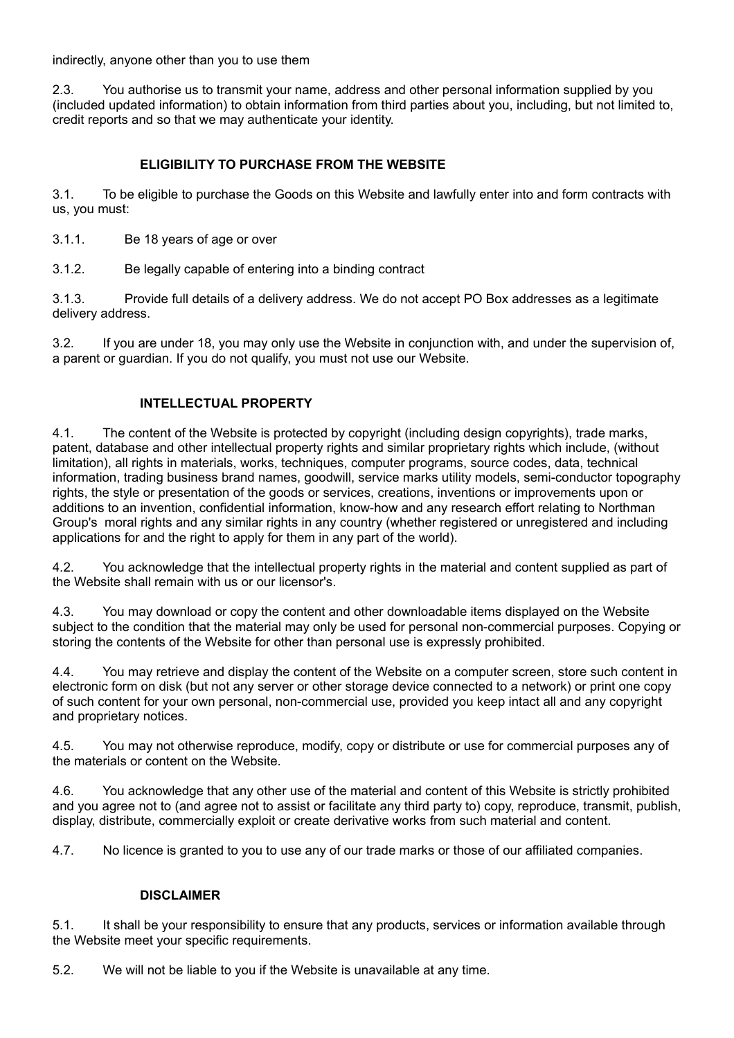indirectly, anyone other than you to use them

2.3. You authorise us to transmit your name, address and other personal information supplied by you (included updated information) to obtain information from third parties about you, including, but not limited to, credit reports and so that we may authenticate your identity.

## ELIGIBILITY TO PURCHASE FROM THE WEBSITE

3.1. To be eligible to purchase the Goods on this Website and lawfully enter into and form contracts with us, you must:

3.1.1. Be 18 years of age or over

3.1.2. Be legally capable of entering into a binding contract

3.1.3. Provide full details of a delivery address. We do not accept PO Box addresses as a legitimate delivery address.

3.2. If you are under 18, you may only use the Website in conjunction with, and under the supervision of, a parent or guardian. If you do not qualify, you must not use our Website.

## INTELLECTUAL PROPERTY

4.1. The content of the Website is protected by copyright (including design copyrights), trade marks, patent, database and other intellectual property rights and similar proprietary rights which include, (without limitation), all rights in materials, works, techniques, computer programs, source codes, data, technical information, trading business brand names, goodwill, service marks utility models, semi-conductor topography rights, the style or presentation of the goods or services, creations, inventions or improvements upon or additions to an invention, confidential information, know-how and any research effort relating to Northman Group's moral rights and any similar rights in any country (whether registered or unregistered and including applications for and the right to apply for them in any part of the world).

4.2. You acknowledge that the intellectual property rights in the material and content supplied as part of the Website shall remain with us or our licensor's.

4.3. You may download or copy the content and other downloadable items displayed on the Website subject to the condition that the material may only be used for personal non-commercial purposes. Copying or storing the contents of the Website for other than personal use is expressly prohibited.

4.4. You may retrieve and display the content of the Website on a computer screen, store such content in electronic form on disk (but not any server or other storage device connected to a network) or print one copy of such content for your own personal, non-commercial use, provided you keep intact all and any copyright and proprietary notices.

4.5. You may not otherwise reproduce, modify, copy or distribute or use for commercial purposes any of the materials or content on the Website.

4.6. You acknowledge that any other use of the material and content of this Website is strictly prohibited and you agree not to (and agree not to assist or facilitate any third party to) copy, reproduce, transmit, publish, display, distribute, commercially exploit or create derivative works from such material and content.

4.7. No licence is granted to you to use any of our trade marks or those of our affiliated companies.

## DISCLAIMER

5.1. It shall be your responsibility to ensure that any products, services or information available through the Website meet your specific requirements.

5.2. We will not be liable to you if the Website is unavailable at any time.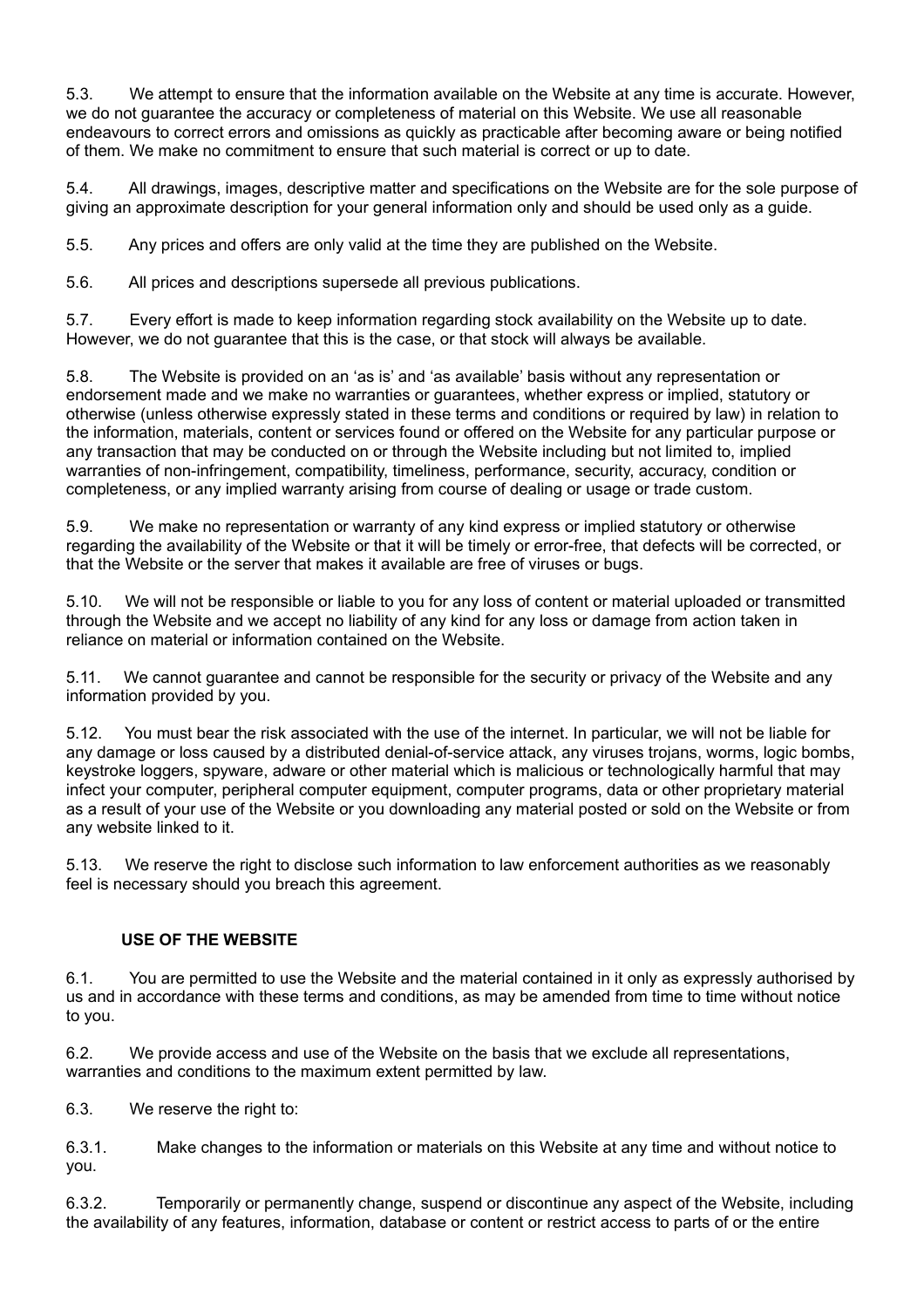5.3. We attempt to ensure that the information available on the Website at any time is accurate. However, we do not guarantee the accuracy or completeness of material on this Website. We use all reasonable endeavours to correct errors and omissions as quickly as practicable after becoming aware or being notified of them. We make no commitment to ensure that such material is correct or up to date.

5.4. All drawings, images, descriptive matter and specifications on the Website are for the sole purpose of giving an approximate description for your general information only and should be used only as a guide.

5.5. Any prices and offers are only valid at the time they are published on the Website.

5.6. All prices and descriptions supersede all previous publications.

5.7. Every effort is made to keep information regarding stock availability on the Website up to date. However, we do not guarantee that this is the case, or that stock will always be available.

5.8. The Website is provided on an 'as is' and 'as available' basis without any representation or endorsement made and we make no warranties or guarantees, whether express or implied, statutory or otherwise (unless otherwise expressly stated in these terms and conditions or required by law) in relation to the information, materials, content or services found or offered on the Website for any particular purpose or any transaction that may be conducted on or through the Website including but not limited to, implied warranties of non-infringement, compatibility, timeliness, performance, security, accuracy, condition or completeness, or any implied warranty arising from course of dealing or usage or trade custom.

5.9. We make no representation or warranty of any kind express or implied statutory or otherwise regarding the availability of the Website or that it will be timely or error-free, that defects will be corrected, or that the Website or the server that makes it available are free of viruses or bugs.

5.10. We will not be responsible or liable to you for any loss of content or material uploaded or transmitted through the Website and we accept no liability of any kind for any loss or damage from action taken in reliance on material or information contained on the Website.

5.11. We cannot guarantee and cannot be responsible for the security or privacy of the Website and any information provided by you.

5.12. You must bear the risk associated with the use of the internet. In particular, we will not be liable for any damage or loss caused by a distributed denial-of-service attack, any viruses trojans, worms, logic bombs, keystroke loggers, spyware, adware or other material which is malicious or technologically harmful that may infect your computer, peripheral computer equipment, computer programs, data or other proprietary material as a result of your use of the Website or you downloading any material posted or sold on the Website or from any website linked to it.

5.13. We reserve the right to disclose such information to law enforcement authorities as we reasonably feel is necessary should you breach this agreement.

## USE OF THE WEBSITE

6.1. You are permitted to use the Website and the material contained in it only as expressly authorised by us and in accordance with these terms and conditions, as may be amended from time to time without notice to you.

6.2. We provide access and use of the Website on the basis that we exclude all representations, warranties and conditions to the maximum extent permitted by law.

6.3. We reserve the right to:

6.3.1. Make changes to the information or materials on this Website at any time and without notice to you.

6.3.2. Temporarily or permanently change, suspend or discontinue any aspect of the Website, including the availability of any features, information, database or content or restrict access to parts of or the entire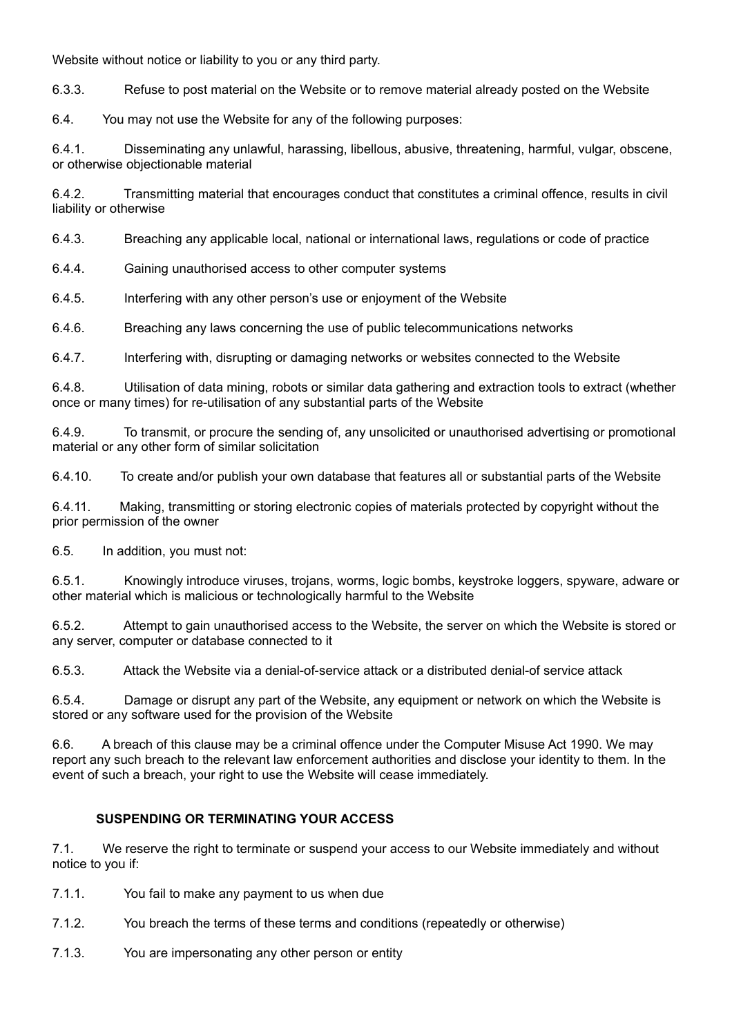Website without notice or liability to you or any third party.

6.3.3. Refuse to post material on the Website or to remove material already posted on the Website

6.4. You may not use the Website for any of the following purposes:

6.4.1. Disseminating any unlawful, harassing, libellous, abusive, threatening, harmful, vulgar, obscene, or otherwise objectionable material

6.4.2. Transmitting material that encourages conduct that constitutes a criminal offence, results in civil liability or otherwise

6.4.3. Breaching any applicable local, national or international laws, regulations or code of practice

6.4.4. Gaining unauthorised access to other computer systems

6.4.5. Interfering with any other person's use or enjoyment of the Website

6.4.6. Breaching any laws concerning the use of public telecommunications networks

6.4.7. Interfering with, disrupting or damaging networks or websites connected to the Website

6.4.8. Utilisation of data mining, robots or similar data gathering and extraction tools to extract (whether once or many times) for re-utilisation of any substantial parts of the Website

6.4.9. To transmit, or procure the sending of, any unsolicited or unauthorised advertising or promotional material or any other form of similar solicitation

6.4.10. To create and/or publish your own database that features all or substantial parts of the Website

6.4.11. Making, transmitting or storing electronic copies of materials protected by copyright without the prior permission of the owner

6.5. In addition, you must not:

6.5.1. Knowingly introduce viruses, trojans, worms, logic bombs, keystroke loggers, spyware, adware or other material which is malicious or technologically harmful to the Website

6.5.2. Attempt to gain unauthorised access to the Website, the server on which the Website is stored or any server, computer or database connected to it

6.5.3. Attack the Website via a denial-of-service attack or a distributed denial-of service attack

6.5.4. Damage or disrupt any part of the Website, any equipment or network on which the Website is stored or any software used for the provision of the Website

6.6. A breach of this clause may be a criminal offence under the Computer Misuse Act 1990. We may report any such breach to the relevant law enforcement authorities and disclose your identity to them. In the event of such a breach, your right to use the Website will cease immediately.

## SUSPENDING OR TERMINATING YOUR ACCESS

7.1. We reserve the right to terminate or suspend your access to our Website immediately and without notice to you if:

7.1.1. You fail to make any payment to us when due

7.1.2. You breach the terms of these terms and conditions (repeatedly or otherwise)

7.1.3. You are impersonating any other person or entity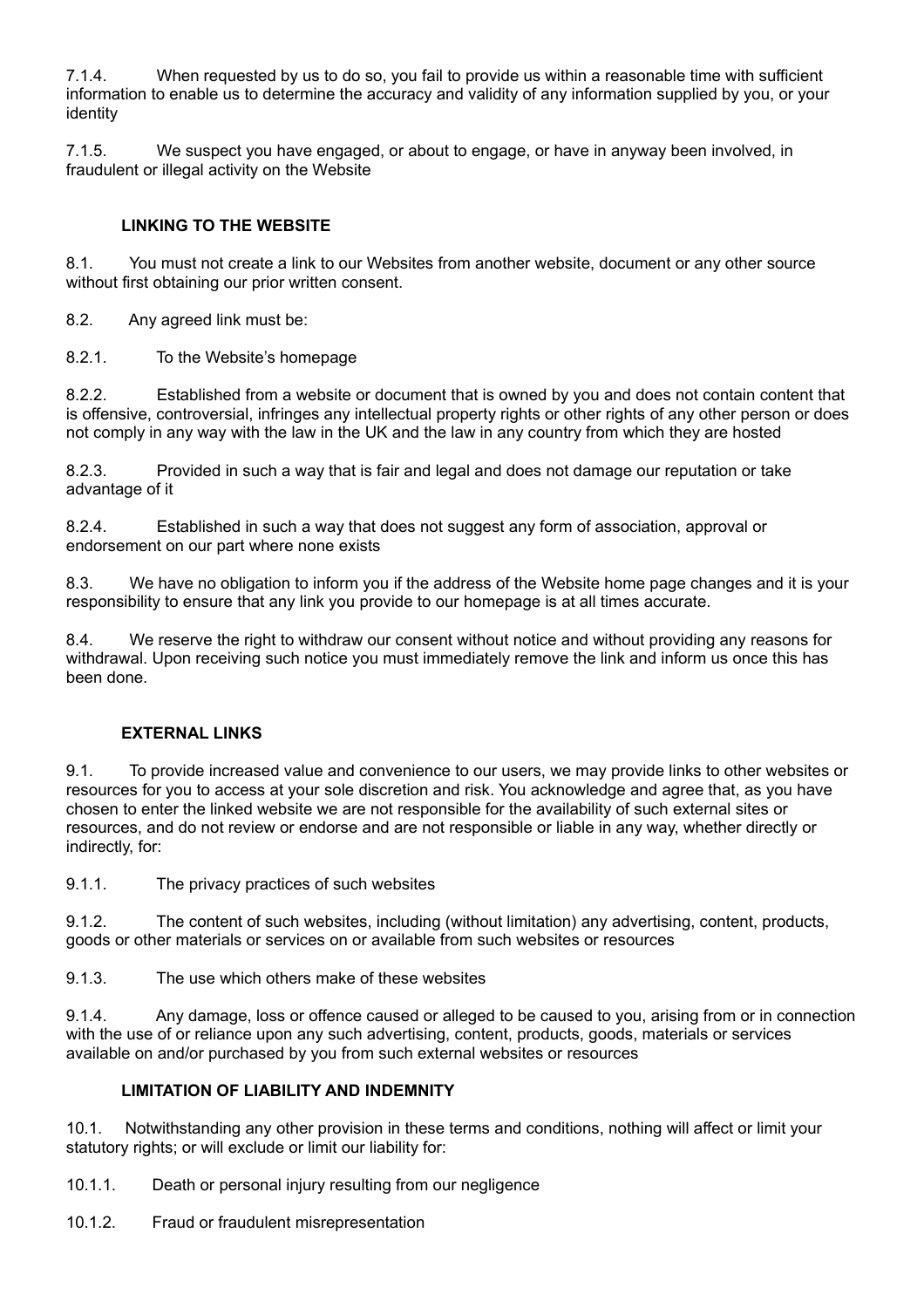7.1.4. When requested by us to do so, you fail to provide us within a reasonable time with sufficient information to enable us to determine the accuracy and validity of any information supplied by you, or your identity

7.1.5. We suspect you have engaged, or about to engage, or have in anyway been involved, in fraudulent or illegal activity on the Website

## LINKING TO THE WEBSITE

8.1. You must not create a link to our Websites from another website, document or any other source without first obtaining our prior written consent.

8.2. Any agreed link must be:

8.2.1. To the Website's homepage

8.2.2. Established from a website or document that is owned by you and does not contain content that is offensive, controversial, infringes any intellectual property rights or other rights of any other person or does not comply in any way with the law in the UK and the law in any country from which they are hosted

8.2.3. Provided in such a way that is fair and legal and does not damage our reputation or take advantage of it

8.2.4. Established in such a way that does not suggest any form of association, approval or endorsement on our part where none exists

8.3. We have no obligation to inform you if the address of the Website home page changes and it is your responsibility to ensure that any link you provide to our homepage is at all times accurate.

8.4. We reserve the right to withdraw our consent without notice and without providing any reasons for withdrawal. Upon receiving such notice you must immediately remove the link and inform us once this has been done.

## EXTERNAL LINKS

9.1. To provide increased value and convenience to our users, we may provide links to other websites or resources for you to access at your sole discretion and risk. You acknowledge and agree that, as you have chosen to enter the linked website we are not responsible for the availability of such external sites or resources, and do not review or endorse and are not responsible or liable in any way, whether directly or indirectly, for:

9.1.1. The privacy practices of such websites

9.1.2. The content of such websites, including (without limitation) any advertising, content, products, goods or other materials or services on or available from such websites or resources

9.1.3. The use which others make of these websites

9.1.4. Any damage, loss or offence caused or alleged to be caused to you, arising from or in connection with the use of or reliance upon any such advertising, content, products, goods, materials or services available on and/or purchased by you from such external websites or resources

## LIMITATION OF LIABILITY AND INDEMNITY

10.1. Notwithstanding any other provision in these terms and conditions, nothing will affect or limit your statutory rights; or will exclude or limit our liability for:

10.1.1. Death or personal injury resulting from our negligence

10.1.2. Fraud or fraudulent misrepresentation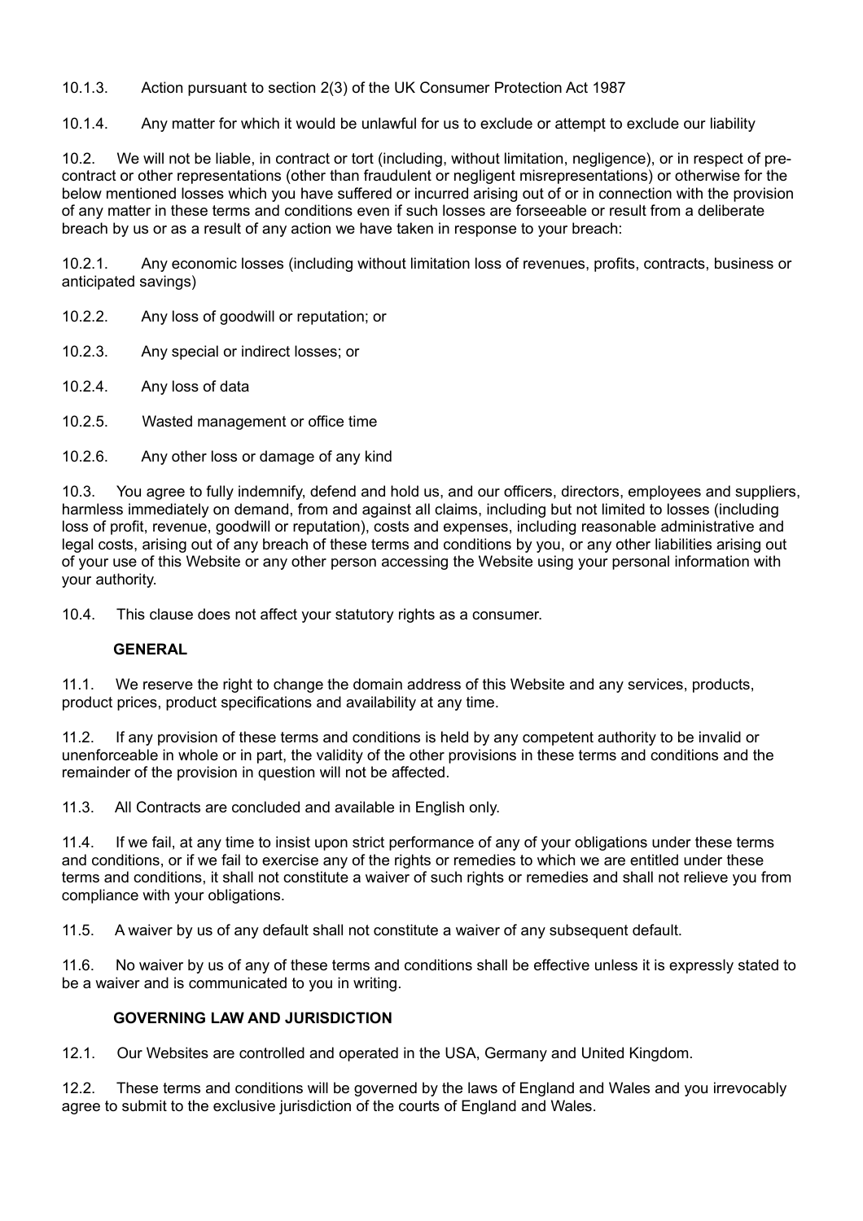10.1.3. Action pursuant to section 2(3) of the UK Consumer Protection Act 1987

10.1.4. Any matter for which it would be unlawful for us to exclude or attempt to exclude our liability

10.2. We will not be liable, in contract or tort (including, without limitation, negligence), or in respect of pre-contract or other representations (other than fraudulent or negligent misrepresentations) or otherwise for the below mentioned losses which you have suffered or incurred arising out of or in connection with the provision of any matter in these terms and conditions even if such losses are forseeable or result from a deliberate breach by us or as a result of any action we have taken in response to your breach:

10.2.1. Any economic losses (including without limitation loss of revenues, profits, contracts, business or anticipated savings)

10.2.2. Any loss of goodwill or reputation; or

10.2.3. Any special or indirect losses; or

10.2.4. Any loss of data

10.2.5. Wasted management or office time

10.2.6. Any other loss or damage of any kind

10.3. You agree to fully indemnify, defend and hold us, and our officers, directors, employees and suppliers, harmless immediately on demand, from and against all claims, including but not limited to losses (including loss of profit, revenue, goodwill or reputation), costs and expenses, including reasonable administrative and legal costs, arising out of any breach of these terms and conditions by you, or any other liabilities arising out of your use of this Website or any other person accessing the Website using your personal information with your authority.

10.4. This clause does not affect your statutory rights as a consumer.

**GENERAL**

11.1. We reserve the right to change the domain address of this Website and any services, products, product prices, product specifications and availability at any time.

11.2. If any provision of these terms and conditions is held by any competent authority to be invalid or unenforceable in whole or in part, the validity of the other provisions in these terms and conditions and the remainder of the provision in question will not be affected.

11.3. All Contracts are concluded and available in English only.

11.4. If we fail, at any time to insist upon strict performance of any of your obligations under these terms and conditions, or if we fail to exercise any of the rights or remedies to which we are entitled under these terms and conditions, it shall not constitute a waiver of such rights or remedies and shall not relieve you from compliance with your obligations.

11.5. A waiver by us of any default shall not constitute a waiver of any subsequent default.

11.6. No waiver by us of any of these terms and conditions shall be effective unless it is expressly stated to be a waiver and is communicated to you in writing.

**GOVERNING LAW AND JURISDICTION**

12.1. Our Websites are controlled and operated in the USA, Germany and United Kingdom.

12.2. These terms and conditions will be governed by the laws of England and Wales and you irrevocably agree to submit to the exclusive jurisdiction of the courts of England and Wales.